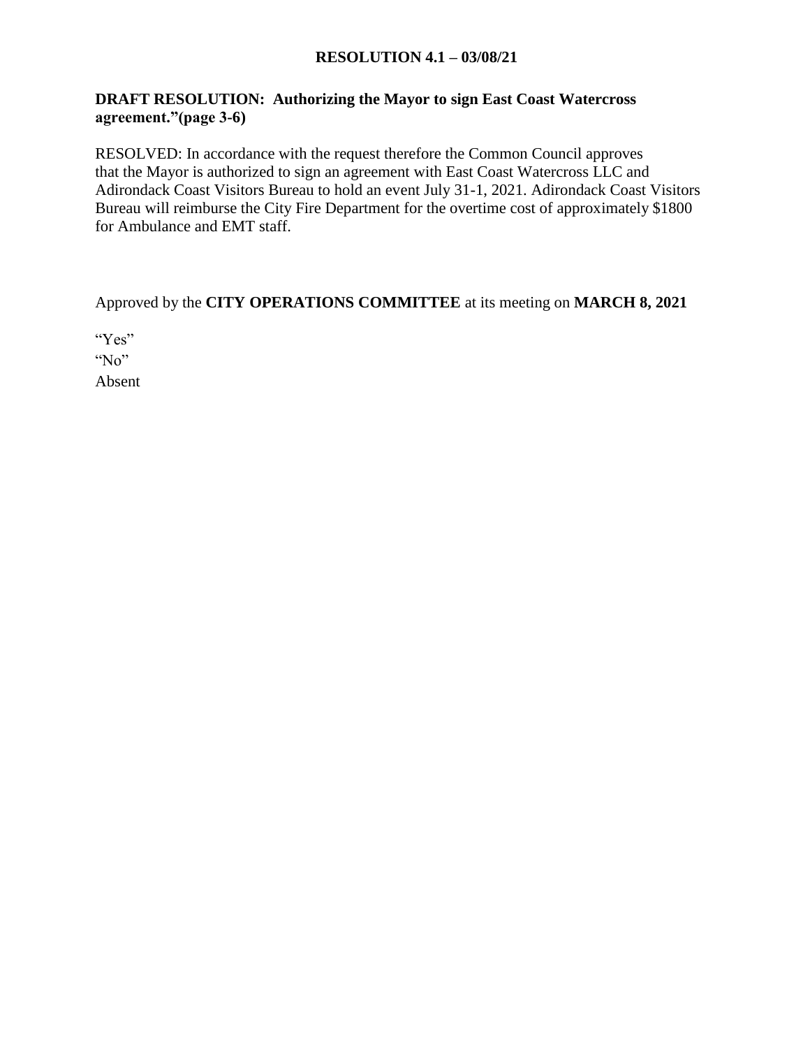**RESOLUTION 4.1 – 03/08/21**

**DRAFT RESOLUTION: Authorizing the Mayor to sign East Coast Watercross agreement."(page 3-6)**

RESOLVED: In accordance with the request therefore the Common Council approves that the Mayor is authorized to sign an agreement with East Coast Watercross LLC and Adirondack Coast Visitors Bureau to hold an event July 31-1, 2021. Adirondack Coast Visitors Bureau will reimburse the City Fire Department for the overtime cost of approximately $1800 for Ambulance and EMT staff.

Approved by the **CITY OPERATIONS COMMITTEE** at its meeting on **MARCH 8, 2021**

"Yes"
"No"
Absent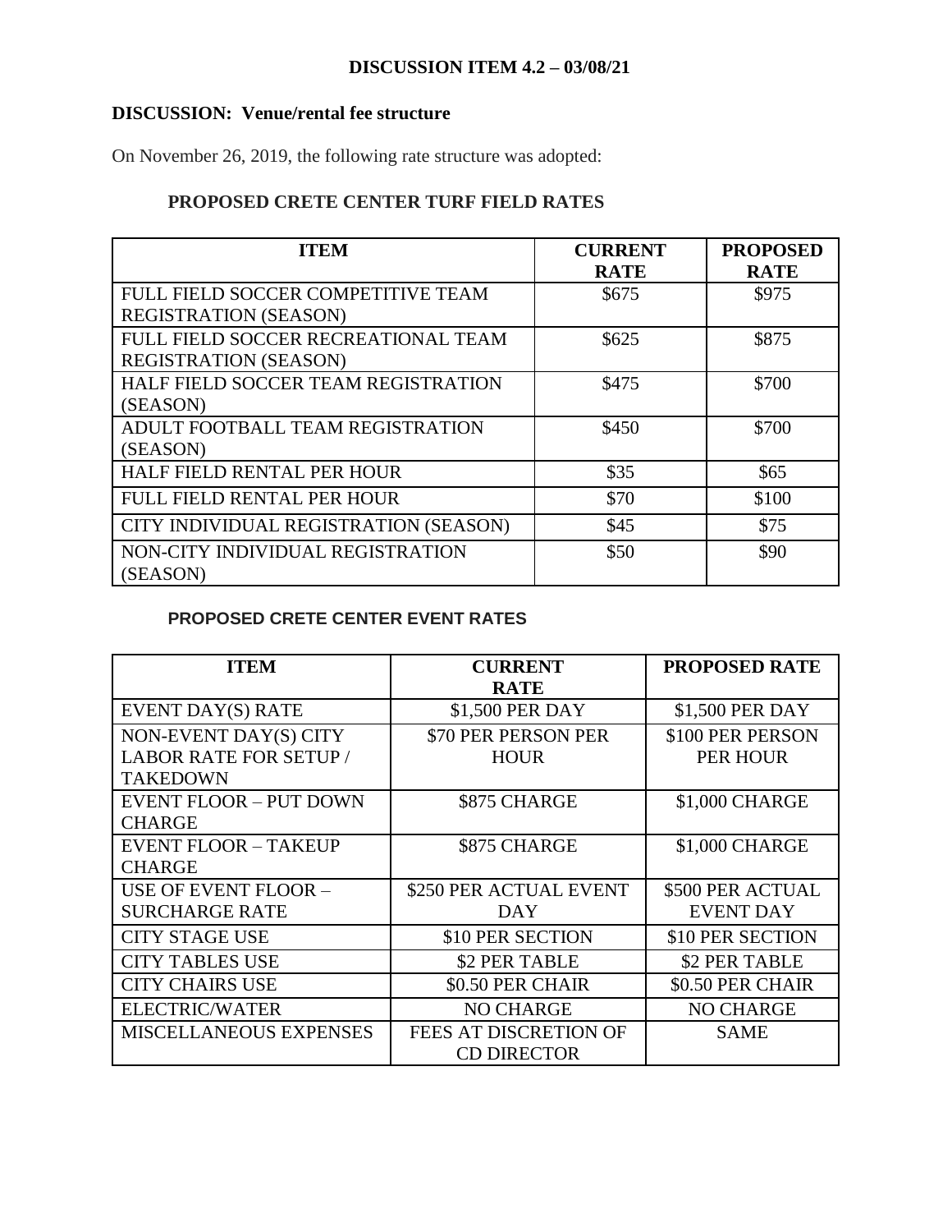**DISCUSSION ITEM 4.2 – 03/08/21**

**DISCUSSION: Venue/rental fee structure**

On November 26, 2019, the following rate structure was adopted:

**PROPOSED CRETE CENTER TURF FIELD RATES**

| ITEM | CURRENT RATE | PROPOSED RATE |
|---|---|---|
| FULL FIELD SOCCER COMPETITIVE TEAM REGISTRATION (SEASON) | $675 | $975 |
| FULL FIELD SOCCER RECREATIONAL TEAM REGISTRATION (SEASON) | $625 | $875 |
| HALF FIELD SOCCER TEAM REGISTRATION (SEASON) | $475 | $700 |
| ADULT FOOTBALL TEAM REGISTRATION (SEASON) | $450 | $700 |
| HALF FIELD RENTAL PER HOUR | $35 | $65 |
| FULL FIELD RENTAL PER HOUR | $70 | $100 |
| CITY INDIVIDUAL REGISTRATION (SEASON) | $45 | $75 |
| NON-CITY INDIVIDUAL REGISTRATION (SEASON) | $50 | $90 |

**PROPOSED CRETE CENTER EVENT RATES**

| ITEM | CURRENT RATE | PROPOSED RATE |
|---|---|---|
| EVENT DAY(S) RATE | $1,500 PER DAY | $1,500 PER DAY |
| NON-EVENT DAY(S) CITY LABOR RATE FOR SETUP / TAKEDOWN | $70 PER PERSON PER HOUR | $100 PER PERSON PER HOUR |
| EVENT FLOOR – PUT DOWN CHARGE | $875 CHARGE | $1,000 CHARGE |
| EVENT FLOOR – TAKEUP CHARGE | $875 CHARGE | $1,000 CHARGE |
| USE OF EVENT FLOOR – SURCHARGE RATE | $250 PER ACTUAL EVENT DAY | $500 PER ACTUAL EVENT DAY |
| CITY STAGE USE | $10 PER SECTION | $10 PER SECTION |
| CITY TABLES USE | $2 PER TABLE | $2 PER TABLE |
| CITY CHAIRS USE | $0.50 PER CHAIR | $0.50 PER CHAIR |
| ELECTRIC/WATER | NO CHARGE | NO CHARGE |
| MISCELLANEOUS EXPENSES | FEES AT DISCRETION OF CD DIRECTOR | SAME |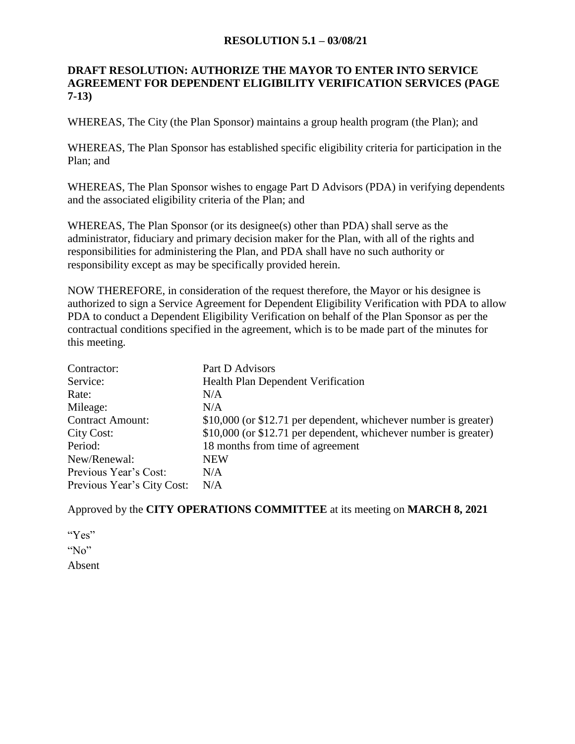**RESOLUTION 5.1 – 03/08/21**

**DRAFT RESOLUTION: AUTHORIZE THE MAYOR TO ENTER INTO SERVICE AGREEMENT FOR DEPENDENT ELIGIBILITY VERIFICATION SERVICES (PAGE 7-13)**

WHEREAS, The City (the Plan Sponsor) maintains a group health program (the Plan); and

WHEREAS, The Plan Sponsor has established specific eligibility criteria for participation in the Plan; and

WHEREAS, The Plan Sponsor wishes to engage Part D Advisors (PDA) in verifying dependents and the associated eligibility criteria of the Plan; and

WHEREAS, The Plan Sponsor (or its designee(s) other than PDA) shall serve as the administrator, fiduciary and primary decision maker for the Plan, with all of the rights and responsibilities for administering the Plan, and PDA shall have no such authority or responsibility except as may be specifically provided herein.

NOW THEREFORE, in consideration of the request therefore, the Mayor or his designee is authorized to sign a Service Agreement for Dependent Eligibility Verification with PDA to allow PDA to conduct a Dependent Eligibility Verification on behalf of the Plan Sponsor as per the contractual conditions specified in the agreement, which is to be made part of the minutes for this meeting.

| | |
|---|---|
| Contractor: | Part D Advisors |
| Service: | Health Plan Dependent Verification |
| Rate: | N/A |
| Mileage: | N/A |
| Contract Amount: | $10,000 (or $12.71 per dependent, whichever number is greater) |
| City Cost: | $10,000 (or $12.71 per dependent, whichever number is greater) |
| Period: | 18 months from time of agreement |
| New/Renewal: | NEW |
| Previous Year's Cost: | N/A |
| Previous Year's City Cost: | N/A |

Approved by the **CITY OPERATIONS COMMITTEE** at its meeting on **MARCH 8, 2021**

"Yes"

"No"

Absent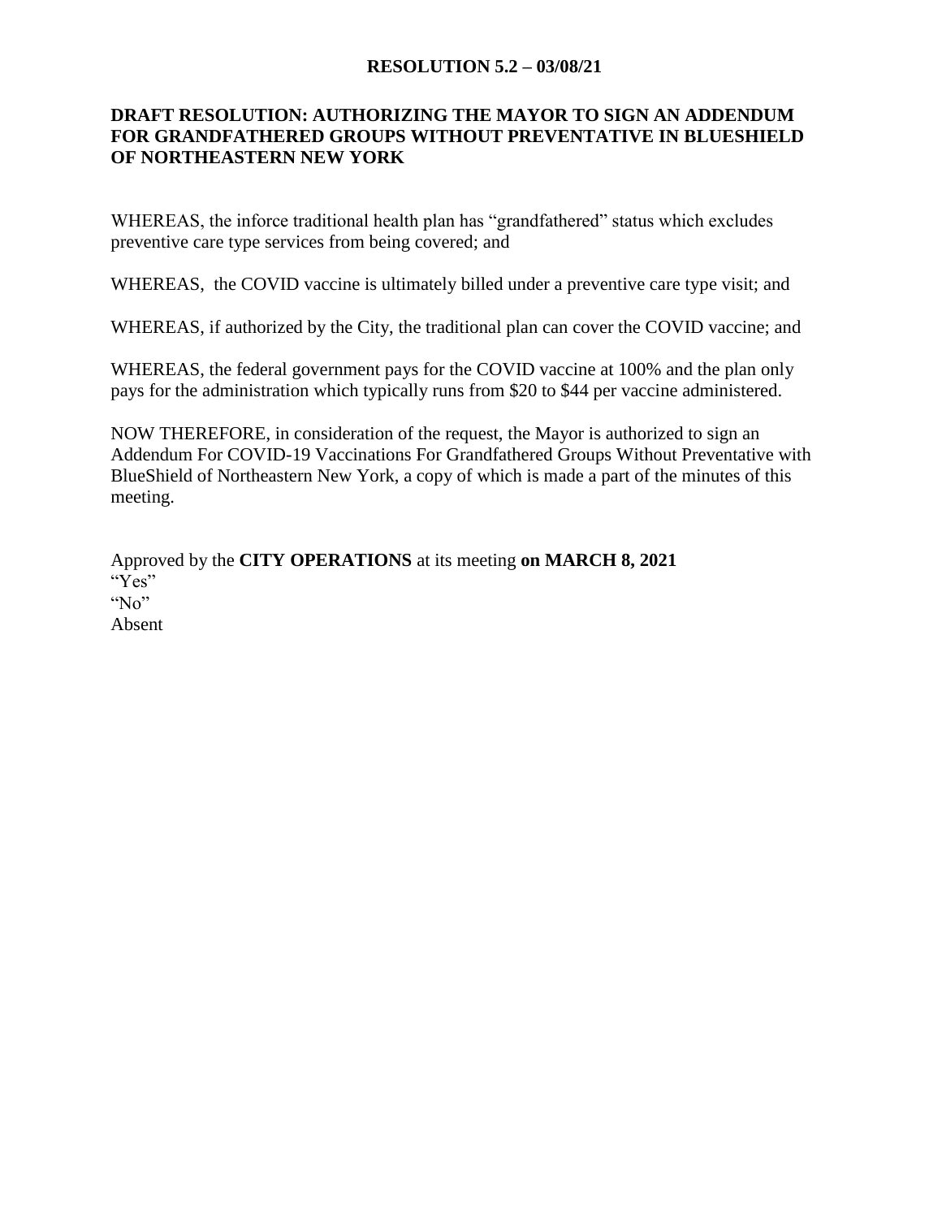**RESOLUTION 5.2 – 03/08/21**

**DRAFT RESOLUTION: AUTHORIZING THE MAYOR TO SIGN AN ADDENDUM FOR GRANDFATHERED GROUPS WITHOUT PREVENTATIVE IN BLUESHIELD OF NORTHEASTERN NEW YORK**

WHEREAS, the inforce traditional health plan has "grandfathered" status which excludes preventive care type services from being covered; and

WHEREAS, the COVID vaccine is ultimately billed under a preventive care type visit; and

WHEREAS, if authorized by the City, the traditional plan can cover the COVID vaccine; and

WHEREAS, the federal government pays for the COVID vaccine at 100% and the plan only pays for the administration which typically runs from $20 to $44 per vaccine administered.

NOW THEREFORE, in consideration of the request, the Mayor is authorized to sign an Addendum For COVID-19 Vaccinations For Grandfathered Groups Without Preventative with BlueShield of Northeastern New York, a copy of which is made a part of the minutes of this meeting.

Approved by the **CITY OPERATIONS** at its meeting **on MARCH 8, 2021**
"Yes"
"No"
Absent